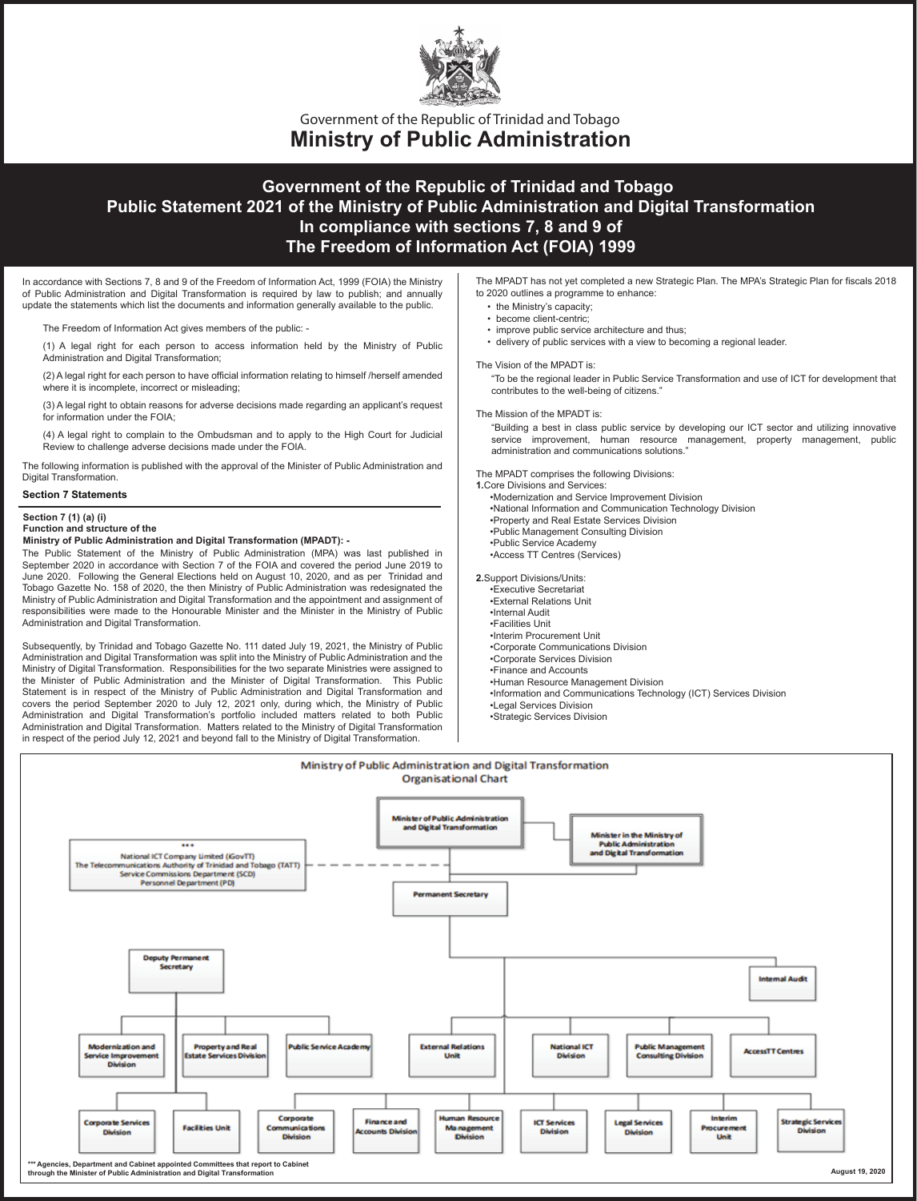Government of the Republic of Trinidad and Tobago

# Ministry of Public Administration

## Government of the Republic of Trinidad and Tobago
## Public Statement 2021 of the Ministry of Public Administration and Digital Transformation
## In compliance with sections 7, 8 and 9 of
## The Freedom of Information Act (FOIA) 1999

In accordance with Sections 7, 8 and 9 of the Freedom of Information Act, 1999 (FOIA) the Ministry of Public Administration and Digital Transformation is required by law to publish; and annually update the statements which list the documents and information generally available to the public.

The Freedom of Information Act gives members of the public: -

(1) A legal right for each person to access information held by the Ministry of Public Administration and Digital Transformation;

(2) A legal right for each person to have official information relating to himself /herself amended where it is incomplete, incorrect or misleading;

(3) A legal right to obtain reasons for adverse decisions made regarding an applicant's request for information under the FOIA;

(4) A legal right to complain to the Ombudsman and to apply to the High Court for Judicial Review to challenge adverse decisions made under the FOIA.

The following information is published with the approval of the Minister of Public Administration and Digital Transformation.

### Section 7 Statements

**Section 7 (1) (a) (i)**
**Function and structure of the**
**Ministry of Public Administration and Digital Transformation (MPADT): -**

The Public Statement of the Ministry of Public Administration (MPA) was last published in September 2020 in accordance with Section 7 of the FOIA and covered the period June 2019 to June 2020. Following the General Elections held on August 10, 2020, and as per Trinidad and Tobago Gazette No. 158 of 2020, the then Ministry of Public Administration was redesignated the Ministry of Public Administration and Digital Transformation and the appointment and assignment of responsibilities were made to the Honourable Minister and the Minister in the Ministry of Public Administration and Digital Transformation.

Subsequently, by Trinidad and Tobago Gazette No. 111 dated July 19, 2021, the Ministry of Public Administration and Digital Transformation was split into the Ministry of Public Administration and the Ministry of Digital Transformation. Responsibilities for the two separate Ministries were assigned to the Minister of Public Administration and the Minister of Digital Transformation. This Public Statement is in respect of the Ministry of Public Administration and Digital Transformation and covers the period September 2020 to July 12, 2021 only, during which, the Ministry of Public Administration and Digital Transformation's portfolio included matters related to both Public Administration and Digital Transformation. Matters related to the Ministry of Digital Transformation in respect of the period July 12, 2021 and beyond fall to the Ministry of Digital Transformation.

The MPADT has not yet completed a new Strategic Plan. The MPA's Strategic Plan for fiscals 2018 to 2020 outlines a programme to enhance:

- the Ministry's capacity;
- become client-centric;
- improve public service architecture and thus;
- delivery of public services with a view to becoming a regional leader.

The Vision of the MPADT is:

"To be the regional leader in Public Service Transformation and use of ICT for development that contributes to the well-being of citizens."

The Mission of the MPADT is:

"Building a best in class public service by developing our ICT sector and utilizing innovative service improvement, human resource management, property management, public administration and communications solutions."

The MPADT comprises the following Divisions:

**1.** Core Divisions and Services:
- Modernization and Service Improvement Division
- National Information and Communication Technology Division
- Property and Real Estate Services Division
- Public Management Consulting Division
- Public Service Academy
- Access TT Centres (Services)

**2.** Support Divisions/Units:
- Executive Secretariat
- External Relations Unit
- Internal Audit
- Facilities Unit
- Interim Procurement Unit
- Corporate Communications Division
- Corporate Services Division
- Finance and Accounts
- Human Resource Management Division
- Information and Communications Technology (ICT) Services Division
- Legal Services Division
- Strategic Services Division

**Ministry of Public Administration and Digital Transformation**
**Organisational Chart**

- Minister of Public Administration and Digital Transformation
  - Minister in the Ministry of Public Administration and Digital Transformation
  - *** National ICT Company Limited (iGovTT); The Telecommunications Authority of Trinidad and Tobago (TATT); Service Commissions Department (SCD); Personnel Department (PD)
  - Permanent Secretary
    - Internal Audit
    - Deputy Permanent Secretary
      - Modernization and Service Improvement Division
      - Property and Real Estate Services Division
      - Public Service Academy
      - Corporate Services Division
      - Facilities Unit
    - External Relations Unit
    - National ICT Division
    - Public Management Consulting Division
    - AccessTT Centres
    - Corporate Communications Division
    - Finance and Accounts Division
    - Human Resource Management Division
    - ICT Services Division
    - Legal Services Division
    - Interim Procurement Unit
    - Strategic Services Division

*** Agencies, Department and Cabinet appointed Committees that report to Cabinet through the Minister of Public Administration and Digital Transformation

August 19, 2020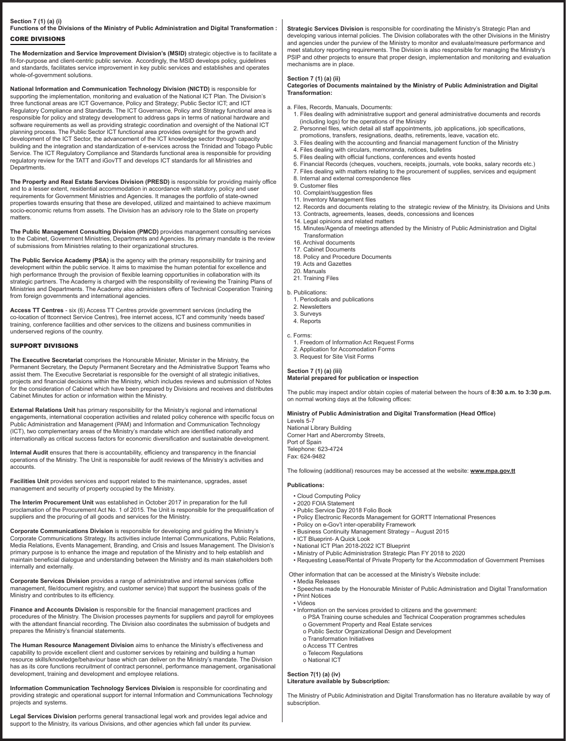**Section 7 (1) (a) (i)**
**Functions of the Divisions of the Ministry of Public Administration and Digital Transformation :**

## CORE DIVISIONS

**The Modernization and Service Improvement Division's (MSID)** strategic objective is to facilitate a fit-for-purpose and client-centric public service. Accordingly, the MSID develops policy, guidelines and standards, facilitates service improvement in key public services and establishes and operates whole-of-government solutions.

**National Information and Communication Technology Division (NICTD)** is responsible for supporting the implementation, monitoring and evaluation of the National ICT Plan. The Division's three functional areas are ICT Governance, Policy and Strategy; Public Sector ICT; and ICT Regulatory Compliance and Standards. The ICT Governance, Policy and Strategy functional area is responsible for policy and strategy development to address gaps in terms of national hardware and software requirements as well as providing strategic coordination and oversight of the National ICT planning process. The Public Sector ICT functional area provides oversight for the growth and development of the ICT Sector, the advancement of the ICT knowledge sector through capacity building and the integration and standardization of e-services across the Trinidad and Tobago Public Service. The ICT Regulatory Compliance and Standards functional area is responsible for providing regulatory review for the TATT and iGovTT and develops ICT standards for all Ministries and Departments.

**The Property and Real Estate Services Division (PRESD)** is responsible for providing mainly office and to a lesser extent, residential accommodation in accordance with statutory, policy and user requirements for Government Ministries and Agencies. It manages the portfolio of state-owned properties towards ensuring that these are developed, utilized and maintained to achieve maximum socio-economic returns from assets. The Division has an advisory role to the State on property matters.

**The Public Management Consulting Division (PMCD)** provides management consulting services to the Cabinet, Government Ministries, Departments and Agencies. Its primary mandate is the review of submissions from Ministries relating to their organizational structures.

**The Public Service Academy (PSA)** is the agency with the primary responsibility for training and development within the public service. It aims to maximise the human potential for excellence and high performance through the provision of flexible learning opportunities in collaboration with its strategic partners. The Academy is charged with the responsibility of reviewing the Training Plans of Ministries and Departments. The Academy also administers offers of Technical Cooperation Training from foreign governments and international agencies.

**Access TT Centres** - six (6) Access TT Centres provide government services (including the co-location of ttconnect Service Centres), free internet access, ICT and community 'needs based' training, conference facilities and other services to the citizens and business communities in underserved regions of the country.

## SUPPORT DIVISIONS

**The Executive Secretariat** comprises the Honourable Minister, Minister in the Ministry, the Permanent Secretary, the Deputy Permanent Secretary and the Administrative Support Teams who assist them. The Executive Secretariat is responsible for the oversight of all strategic initiatives, projects and financial decisions within the Ministry, which includes reviews and submission of Notes for the consideration of Cabinet which have been prepared by Divisions and receives and distributes Cabinet Minutes for action or information within the Ministry.

**External Relations Unit** has primary responsibility for the Ministry's regional and international engagements, international cooperation activities and related policy coherence with specific focus on Public Administration and Management (PAM) and Information and Communication Technology (ICT), two complementary areas of the Ministry's mandate which are identified nationally and internationally as critical success factors for economic diversification and sustainable development.

**Internal Audit** ensures that there is accountability, efficiency and transparency in the financial operations of the Ministry. The Unit is responsible for audit reviews of the Ministry's activities and accounts.

**Facilities Unit** provides services and support related to the maintenance, upgrades, asset management and security of property occupied by the Ministry.

**The Interim Procurement Unit** was established in October 2017 in preparation for the full proclamation of the Procurement Act No. 1 of 2015. The Unit is responsible for the prequalification of suppliers and the procuring of all goods and services for the Ministry.

**Corporate Communications Division** is responsible for developing and guiding the Ministry's Corporate Communications Strategy. Its activities include Internal Communications, Public Relations, Media Relations, Events Management, Branding, and Crisis and Issues Management. The Division's primary purpose is to enhance the image and reputation of the Ministry and to help establish and maintain beneficial dialogue and understanding between the Ministry and its main stakeholders both internally and externally.

**Corporate Services Division** provides a range of administrative and internal services (office management, file/document registry, and customer service) that support the business goals of the Ministry and contributes to its efficiency.

**Finance and Accounts Division** is responsible for the financial management practices and procedures of the Ministry. The Division processes payments for suppliers and payroll for employees with the attendant financial recording. The Division also coordinates the submission of budgets and prepares the Ministry's financial statements.

**The Human Resource Management Division** aims to enhance the Ministry's effectiveness and capability to provide excellent client and customer services by retaining and building a human resource skills/knowledge/behaviour base which can deliver on the Ministry's mandate. The Division has as its core functions recruitment of contract personnel, performance management, organisational development, training and development and employee relations.

**Information Communication Technology Services Division** is responsible for coordinating and providing strategic and operational support for internal Information and Communications Technology projects and systems.

**Legal Services Division** performs general transactional legal work and provides legal advice and support to the Ministry, its various Divisions, and other agencies which fall under its purview.

**Strategic Services Division** is responsible for coordinating the Ministry's Strategic Plan and developing various internal policies. The Division collaborates with the other Divisions in the Ministry and agencies under the purview of the Ministry to monitor and evaluate/measure performance and meet statutory reporting requirements. The Division is also responsible for managing the Ministry's PSIP and other projects to ensure that proper design, implementation and monitoring and evaluation mechanisms are in place.

**Section 7 (1) (a) (ii)**
**Categories of Documents maintained by the Ministry of Public Administration and Digital Transformation:**

a. Files, Records, Manuals, Documents:

1. Files dealing with administrative support and general administrative documents and records (including logs) for the operations of the Ministry
2. Personnel files, which detail all staff appointments, job applications, job specifications, promotions, transfers, resignations, deaths, retirements, leave, vacation etc.
3. Files dealing with the accounting and financial management function of the Ministry
4. Files dealing with circulars, memoranda, notices, bulletins
5. Files dealing with official functions, conferences and events hosted
6. Financial Records (cheques, vouchers, receipts, journals, vote books, salary records etc.)
7. Files dealing with matters relating to the procurement of supplies, services and equipment
8. Internal and external correspondence files
9. Customer files
10. Complaint/suggestion files
11. Inventory Management files
12. Records and documents relating to the strategic review of the Ministry, its Divisions and Units
13. Contracts, agreements, leases, deeds, concessions and licences
14. Legal opinions and related matters
15. Minutes/Agenda of meetings attended by the Ministry of Public Administration and Digital Transformation
16. Archival documents
17. Cabinet Documents
18. Policy and Procedure Documents
19. Acts and Gazettes
20. Manuals
21. Training Files

b. Publications:

1. Periodicals and publications
2. Newsletters
3. Surveys
4. Reports

c. Forms:

1. Freedom of Information Act Request Forms
2. Application for Accomodation Forms
3. Request for Site Visit Forms

**Section 7 (1) (a) (iii)**
**Material prepared for publication or inspection**

The public may inspect and/or obtain copies of material between the hours of **8:30 a.m. to 3:30 p.m.** on normal working days at the following offices:

**Ministry of Public Administration and Digital Transformation (Head Office)**
Levels 5-7
National Library Building
Corner Hart and Abercromby Streets,
Port of Spain
Telephone: 623-4724
Fax: 624-9482

The following (additional) resources may be accessed at the website: **www.mpa.gov.tt**

**Publications:**

- Cloud Computing Policy
- 2020 FOIA Statement
- Public Service Day 2018 Folio Book
- Policy Electronic Records Management for GORTT International Presences
- Policy on e-Gov't inter-operability Framework
- Business Continuity Management Strategy – August 2015
- ICT Blueprint- A Quick Look
- National ICT Plan 2018-2022 ICT Blueprint
- Ministry of Public Administration Strategic Plan FY 2018 to 2020
- Requesting Lease/Rental of Private Property for the Accommodation of Government Premises

Other information that can be accessed at the Ministry's Website include:

- Media Releases
- Speeches made by the Honourable Minister of Public Administration and Digital Transformation
- Print Notices
- Videos
- Information on the services provided to citizens and the government:
  - PSA Training course schedules and Technical Cooperation programmes schedules
  - Government Property and Real Estate services
  - Public Sector Organizational Design and Development
  - Transformation Initiatives
  - Access TT Centres
  - Telecom Regulations
  - National ICT

**Section 7(1) (a) (iv)**
**Literature available by Subscription:**

The Ministry of Public Administration and Digital Transformation has no literature available by way of subscription.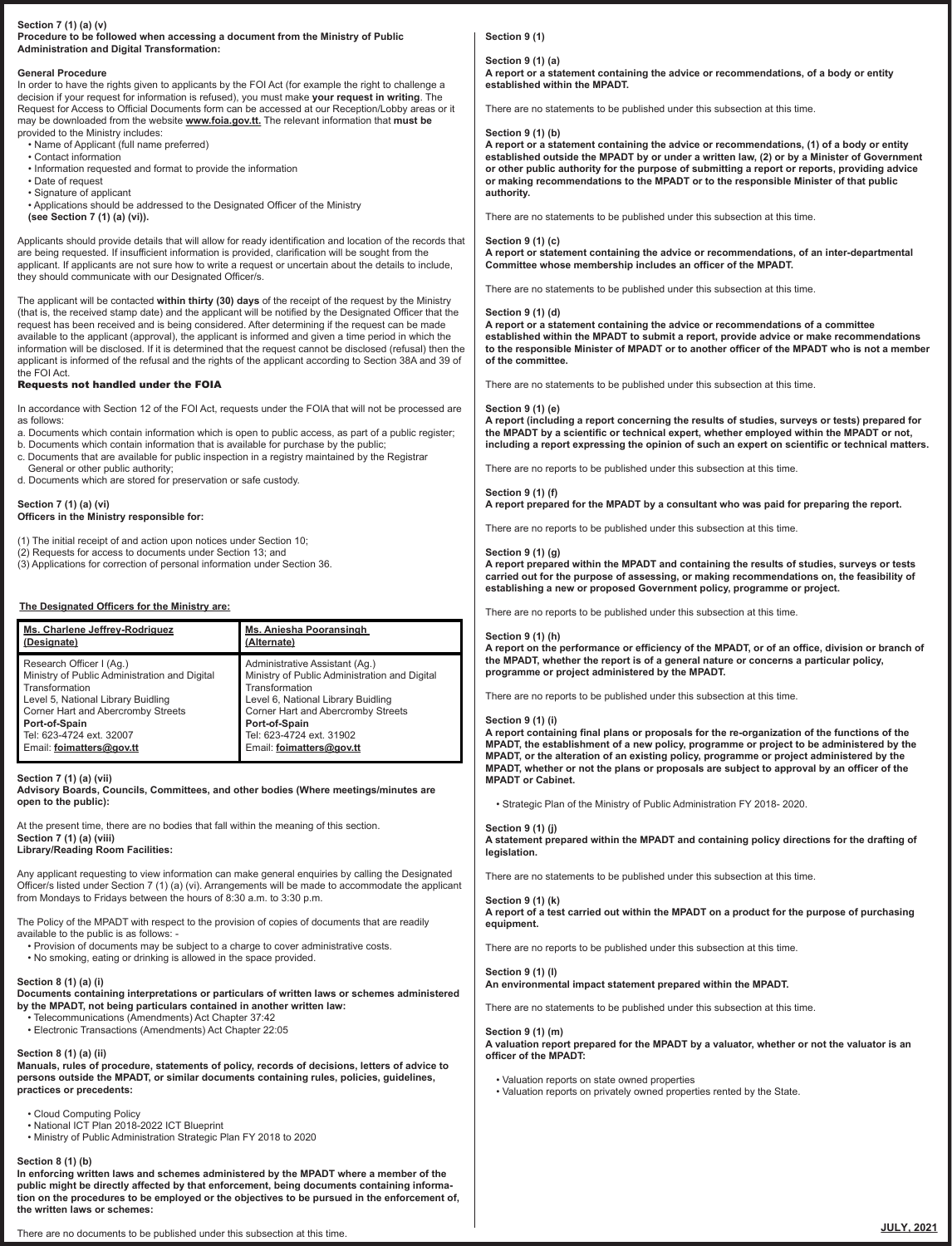**Section 7 (1) (a) (v)**
**Procedure to be followed when accessing a document from the Ministry of Public Administration and Digital Transformation:**

**General Procedure**

In order to have the rights given to applicants by the FOI Act (for example the right to challenge a decision if your request for information is refused), you must make **your request in writing**. The Request for Access to Official Documents form can be accessed at our Reception/Lobby areas or it may be downloaded from the website **www.foia.gov.tt.** The relevant information that **must be** provided to the Ministry includes:

- Name of Applicant (full name preferred)
- Contact information
- Information requested and format to provide the information
- Date of request
- Signature of applicant
- Applications should be addressed to the Designated Officer of the Ministry

**(see Section 7 (1) (a) (vi)).**

Applicants should provide details that will allow for ready identification and location of the records that are being requested. If insufficient information is provided, clarification will be sought from the applicant. If applicants are not sure how to write a request or uncertain about the details to include, they should communicate with our Designated Officer/s.

The applicant will be contacted **within thirty (30) days** of the receipt of the request by the Ministry (that is, the received stamp date) and the applicant will be notified by the Designated Officer that the request has been received and is being considered. After determining if the request can be made available to the applicant (approval), the applicant is informed and given a time period in which the information will be disclosed. If it is determined that the request cannot be disclosed (refusal) then the applicant is informed of the refusal and the rights of the applicant according to Section 38A and 39 of the FOI Act.

**Requests not handled under the FOIA**

In accordance with Section 12 of the FOI Act, requests under the FOIA that will not be processed are as follows:

a. Documents which contain information which is open to public access, as part of a public register;
b. Documents which contain information that is available for purchase by the public;
c. Documents that are available for public inspection in a registry maintained by the Registrar General or other public authority;
d. Documents which are stored for preservation or safe custody.

**Section 7 (1) (a) (vi)**
**Officers in the Ministry responsible for:**

(1) The initial receipt of and action upon notices under Section 10;
(2) Requests for access to documents under Section 13; and
(3) Applications for correction of personal information under Section 36.

**The Designated Officers for the Ministry are:**

| **Ms. Charlene Jeffrey-Rodriguez (Designate)** | **Ms. Aniesha Pooransingh (Alternate)** |
|---|---|
| Research Officer I (Ag.)<br>Ministry of Public Administration and Digital Transformation<br>Level 5, National Library Buidling<br>Corner Hart and Abercromby Streets<br>**Port-of-Spain**<br>Tel: 623-4724 ext. 32007<br>Email: **foimatters@gov.tt** | Administrative Assistant (Ag.)<br>Ministry of Public Administration and Digital Transformation<br>Level 6, National Library Buidling<br>Corner Hart and Abercromby Streets<br>**Port-of-Spain**<br>Tel: 623-4724 ext. 31902<br>Email: **foimatters@gov.tt** |

**Section 7 (1) (a) (vii)**
**Advisory Boards, Councils, Committees, and other bodies (Where meetings/minutes are open to the public):**

At the present time, there are no bodies that fall within the meaning of this section.

**Section 7 (1) (a) (viii)**
**Library/Reading Room Facilities:**

Any applicant requesting to view information can make general enquiries by calling the Designated Officer/s listed under Section 7 (1) (a) (vi). Arrangements will be made to accommodate the applicant from Mondays to Fridays between the hours of 8:30 a.m. to 3:30 p.m.

The Policy of the MPADT with respect to the provision of copies of documents that are readily available to the public is as follows: -

- Provision of documents may be subject to a charge to cover administrative costs.
- No smoking, eating or drinking is allowed in the space provided.

**Section 8 (1) (a) (i)**
**Documents containing interpretations or particulars of written laws or schemes administered by the MPADT, not being particulars contained in another written law:**

- Telecommunications (Amendments) Act Chapter 37:42
- Electronic Transactions (Amendments) Act Chapter 22:05

**Section 8 (1) (a) (ii)**
**Manuals, rules of procedure, statements of policy, records of decisions, letters of advice to persons outside the MPADT, or similar documents containing rules, policies, guidelines, practices or precedents:**

- Cloud Computing Policy
- National ICT Plan 2018-2022 ICT Blueprint
- Ministry of Public Administration Strategic Plan FY 2018 to 2020

**Section 8 (1) (b)**
**In enforcing written laws and schemes administered by the MPADT where a member of the public might be directly affected by that enforcement, being documents containing information on the procedures to be employed or the objectives to be pursued in the enforcement of, the written laws or schemes:**

There are no documents to be published under this subsection at this time.

**Section 9 (1)**

**Section 9 (1) (a)**
**A report or a statement containing the advice or recommendations, of a body or entity established within the MPADT.**

There are no statements to be published under this subsection at this time.

**Section 9 (1) (b)**
**A report or a statement containing the advice or recommendations, (1) of a body or entity established outside the MPADT by or under a written law, (2) or by a Minister of Government or other public authority for the purpose of submitting a report or reports, providing advice or making recommendations to the MPADT or to the responsible Minister of that public authority.**

There are no statements to be published under this subsection at this time.

**Section 9 (1) (c)**
**A report or statement containing the advice or recommendations, of an inter-departmental Committee whose membership includes an officer of the MPADT.**

There are no statements to be published under this subsection at this time.

**Section 9 (1) (d)**
**A report or a statement containing the advice or recommendations of a committee established within the MPADT to submit a report, provide advice or make recommendations to the responsible Minister of MPADT or to another officer of the MPADT who is not a member of the committee.**

There are no statements to be published under this subsection at this time.

**Section 9 (1) (e)**
**A report (including a report concerning the results of studies, surveys or tests) prepared for the MPADT by a scientific or technical expert, whether employed within the MPADT or not, including a report expressing the opinion of such an expert on scientific or technical matters.**

There are no reports to be published under this subsection at this time.

**Section 9 (1) (f)**
**A report prepared for the MPADT by a consultant who was paid for preparing the report.**

There are no reports to be published under this subsection at this time.

**Section 9 (1) (g)**
**A report prepared within the MPADT and containing the results of studies, surveys or tests carried out for the purpose of assessing, or making recommendations on, the feasibility of establishing a new or proposed Government policy, programme or project.**

There are no reports to be published under this subsection at this time.

**Section 9 (1) (h)**
**A report on the performance or efficiency of the MPADT, or of an office, division or branch of the MPADT, whether the report is of a general nature or concerns a particular policy, programme or project administered by the MPADT.**

There are no reports to be published under this subsection at this time.

**Section 9 (1) (i)**
**A report containing final plans or proposals for the re-organization of the functions of the MPADT, the establishment of a new policy, programme or project to be administered by the MPADT, or the alteration of an existing policy, programme or project administered by the MPADT, whether or not the plans or proposals are subject to approval by an officer of the MPADT or Cabinet.**

- Strategic Plan of the Ministry of Public Administration FY 2018- 2020.

**Section 9 (1) (j)**
**A statement prepared within the MPADT and containing policy directions for the drafting of legislation.**

There are no statements to be published under this subsection at this time.

**Section 9 (1) (k)**
**A report of a test carried out within the MPADT on a product for the purpose of purchasing equipment.**

There are no reports to be published under this subsection at this time.

**Section 9 (1) (l)**
**An environmental impact statement prepared within the MPADT.**

There are no statements to be published under this subsection at this time.

**Section 9 (1) (m)**
**A valuation report prepared for the MPADT by a valuator, whether or not the valuator is an officer of the MPADT:**

- Valuation reports on state owned properties
- Valuation reports on privately owned properties rented by the State.

**JULY, 2021**